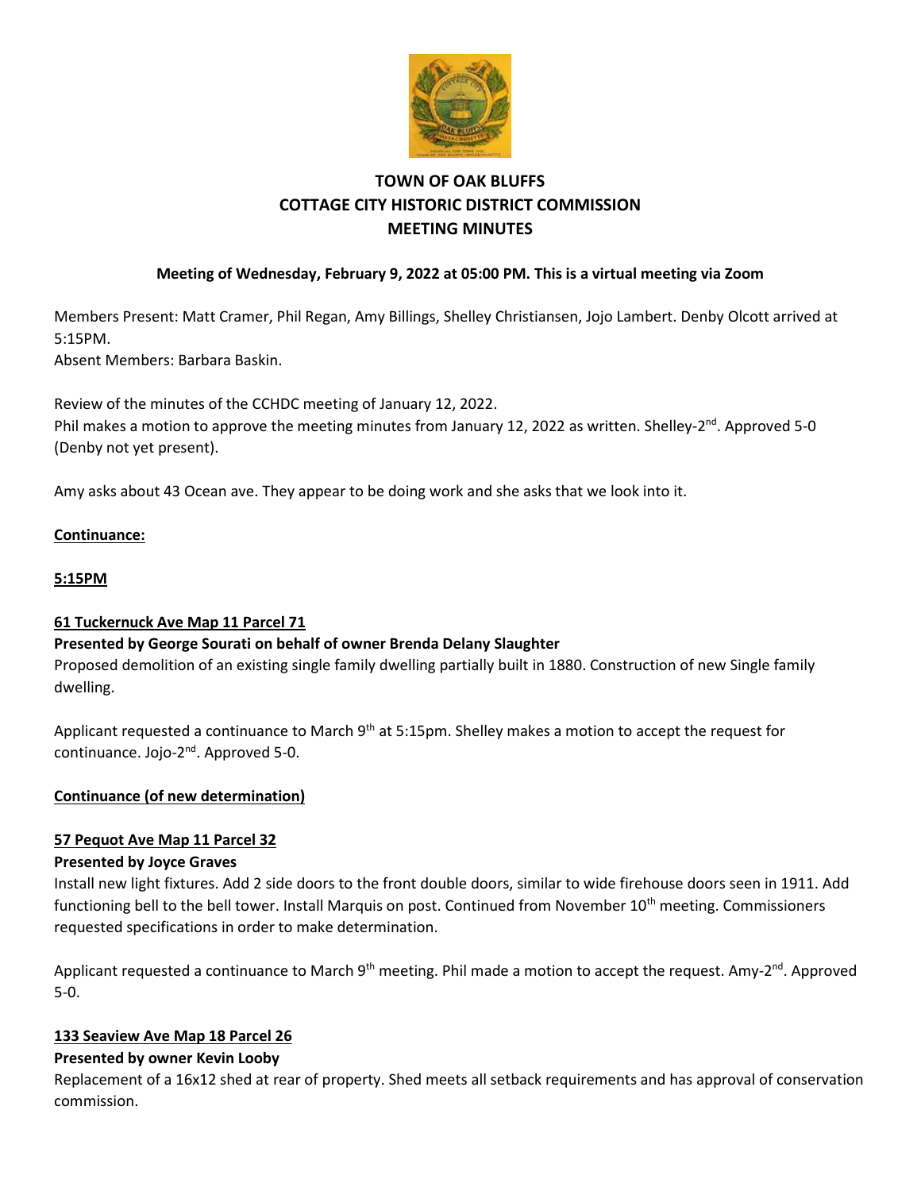# TOWN OF OAK BLUFFS
# COTTAGE CITY HISTORIC DISTRICT COMMISSION
# MEETING MINUTES

**Meeting of Wednesday, February 9, 2022 at 05:00 PM. This is a virtual meeting via Zoom**

Members Present: Matt Cramer, Phil Regan, Amy Billings, Shelley Christiansen, Jojo Lambert. Denby Olcott arrived at 5:15PM.
Absent Members: Barbara Baskin.

Review of the minutes of the CCHDC meeting of January 12, 2022.
Phil makes a motion to approve the meeting minutes from January 12, 2022 as written. Shelley-2nd. Approved 5-0 (Denby not yet present).

Amy asks about 43 Ocean ave. They appear to be doing work and she asks that we look into it.

**Continuance:**

**5:15PM**

**61 Tuckernuck Ave Map 11 Parcel 71**
**Presented by George Sourati on behalf of owner Brenda Delany Slaughter**
Proposed demolition of an existing single family dwelling partially built in 1880. Construction of new Single family dwelling.

Applicant requested a continuance to March 9th at 5:15pm. Shelley makes a motion to accept the request for continuance. Jojo-2nd. Approved 5-0.

**Continuance (of new determination)**

**57 Pequot Ave Map 11 Parcel 32**
**Presented by Joyce Graves**
Install new light fixtures. Add 2 side doors to the front double doors, similar to wide firehouse doors seen in 1911. Add functioning bell to the bell tower. Install Marquis on post. Continued from November 10th meeting. Commissioners requested specifications in order to make determination.

Applicant requested a continuance to March 9th meeting. Phil made a motion to accept the request. Amy-2nd. Approved 5-0.

**133 Seaview Ave Map 18 Parcel 26**
**Presented by owner Kevin Looby**
Replacement of a 16x12 shed at rear of property. Shed meets all setback requirements and has approval of conservation commission.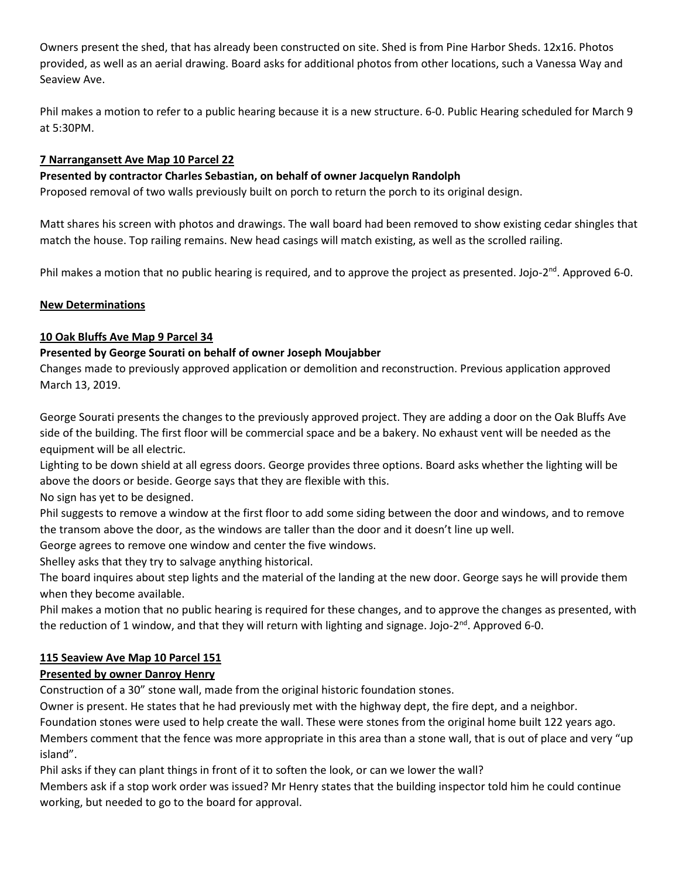Owners present the shed, that has already been constructed on site. Shed is from Pine Harbor Sheds. 12x16. Photos provided, as well as an aerial drawing. Board asks for additional photos from other locations, such a Vanessa Way and Seaview Ave.

Phil makes a motion to refer to a public hearing because it is a new structure. 6-0. Public Hearing scheduled for March 9 at 5:30PM.

**7 Narragansett Ave Map 10 Parcel 22**

**Presented by contractor Charles Sebastian, on behalf of owner Jacquelyn Randolph**

Proposed removal of two walls previously built on porch to return the porch to its original design.

Matt shares his screen with photos and drawings. The wall board had been removed to show existing cedar shingles that match the house. Top railing remains. New head casings will match existing, as well as the scrolled railing.

Phil makes a motion that no public hearing is required, and to approve the project as presented. Jojo-2nd. Approved 6-0.

**New Determinations**

**10 Oak Bluffs Ave Map 9 Parcel 34**

**Presented by George Sourati on behalf of owner Joseph Moujabber**

Changes made to previously approved application or demolition and reconstruction. Previous application approved March 13, 2019.

George Sourati presents the changes to the previously approved project. They are adding a door on the Oak Bluffs Ave side of the building. The first floor will be commercial space and be a bakery. No exhaust vent will be needed as the equipment will be all electric.

Lighting to be down shield at all egress doors. George provides three options. Board asks whether the lighting will be above the doors or beside. George says that they are flexible with this.

No sign has yet to be designed.

Phil suggests to remove a window at the first floor to add some siding between the door and windows, and to remove the transom above the door, as the windows are taller than the door and it doesn't line up well.

George agrees to remove one window and center the five windows.

Shelley asks that they try to salvage anything historical.

The board inquires about step lights and the material of the landing at the new door. George says he will provide them when they become available.

Phil makes a motion that no public hearing is required for these changes, and to approve the changes as presented, with the reduction of 1 window, and that they will return with lighting and signage. Jojo-2nd. Approved 6-0.

**115 Seaview Ave Map 10 Parcel 151**

**Presented by owner Danroy Henry**

Construction of a 30" stone wall, made from the original historic foundation stones.

Owner is present. He states that he had previously met with the highway dept, the fire dept, and a neighbor.

Foundation stones were used to help create the wall. These were stones from the original home built 122 years ago.

Members comment that the fence was more appropriate in this area than a stone wall, that is out of place and very "up island".

Phil asks if they can plant things in front of it to soften the look, or can we lower the wall?

Members ask if a stop work order was issued? Mr Henry states that the building inspector told him he could continue working, but needed to go to the board for approval.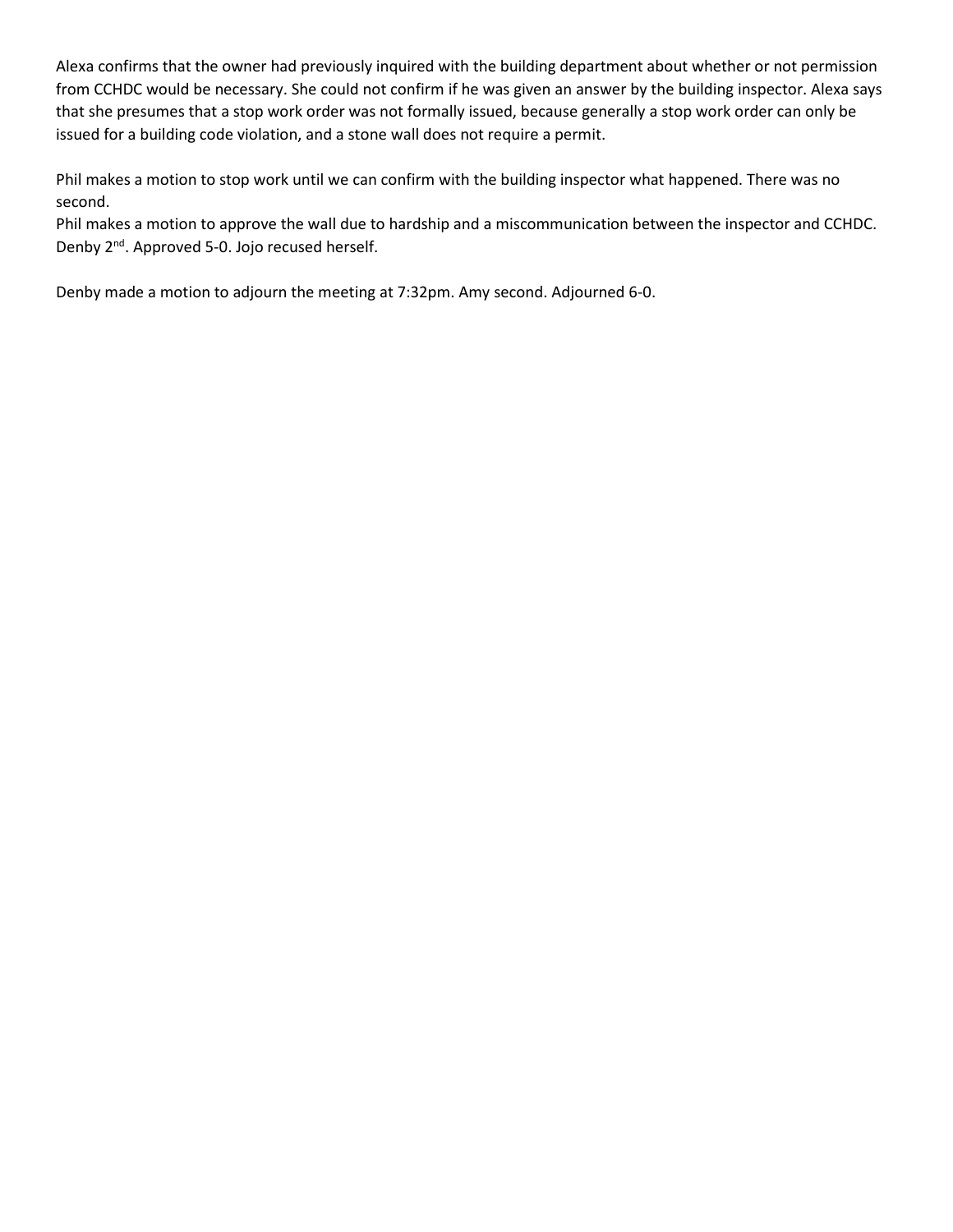Alexa confirms that the owner had previously inquired with the building department about whether or not permission from CCHDC would be necessary. She could not confirm if he was given an answer by the building inspector. Alexa says that she presumes that a stop work order was not formally issued, because generally a stop work order can only be issued for a building code violation, and a stone wall does not require a permit.

Phil makes a motion to stop work until we can confirm with the building inspector what happened. There was no second.
Phil makes a motion to approve the wall due to hardship and a miscommunication between the inspector and CCHDC. Denby 2nd. Approved 5-0. Jojo recused herself.

Denby made a motion to adjourn the meeting at 7:32pm. Amy second. Adjourned 6-0.